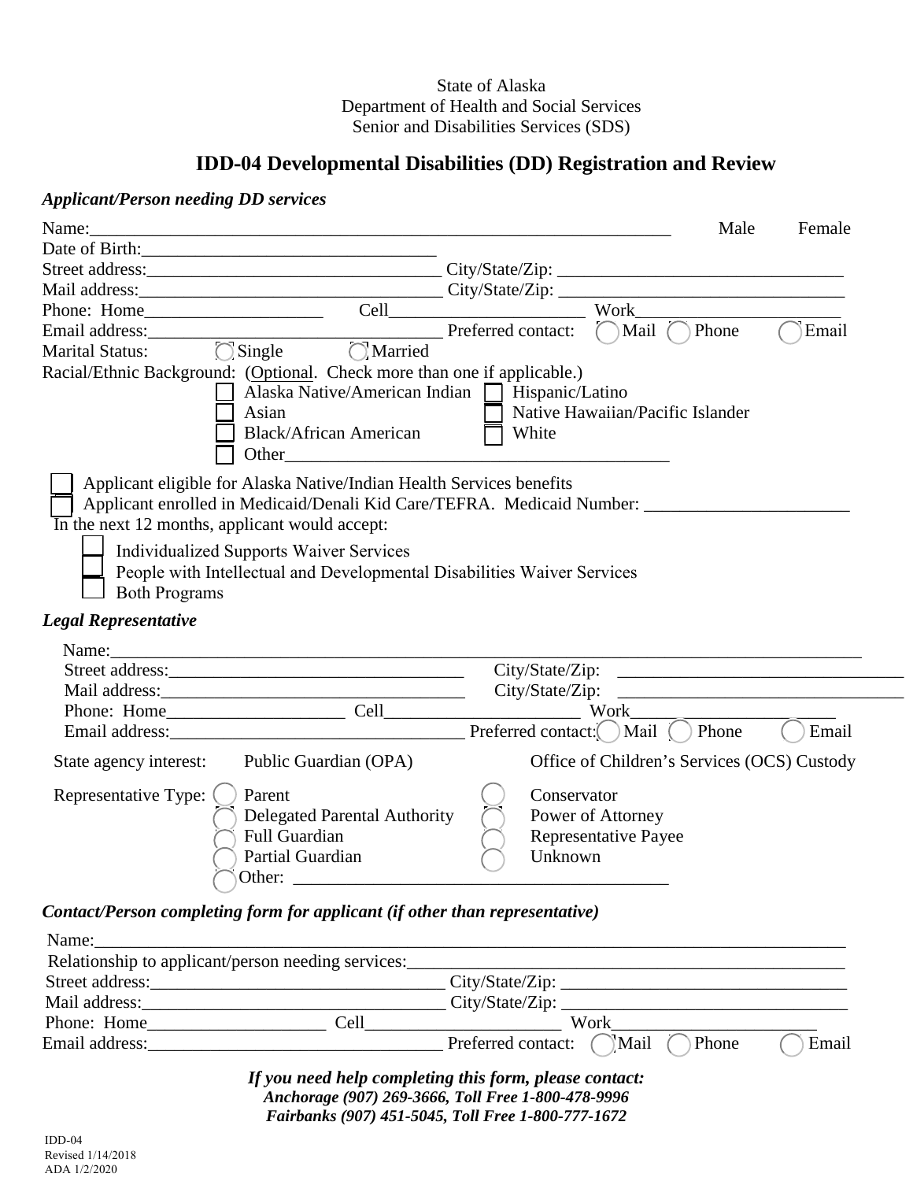State of Alaska
Department of Health and Social Services
Senior and Disabilities Services (SDS)

# IDD-04 Developmental Disabilities (DD) Registration and Review

***Applicant/Person needing DD services***

Name:_____________________________________________________________________ Male Female
Date of Birth:__________________________________
Street address:_________________________________ City/State/Zip: _______________________________
Mail address:__________________________________ City/State/Zip: _______________________________
Phone: Home____________________ Cell______________________ Work______________________
Email address:_________________________________ Preferred contact: ◯ Mail ◯ Phone ◯ Email
Marital Status: ◯ Single ◯ Married
Racial/Ethnic Background: (Optional. Check more than one if applicable.)

- ☐ Alaska Native/American Indian
- ☐ Hispanic/Latino
- ☐ Asian
- ☐ Native Hawaiian/Pacific Islander
- ☐ Black/African American
- ☐ White
- ☐ Other___________________________________________

☐ Applicant eligible for Alaska Native/Indian Health Services benefits
☐ Applicant enrolled in Medicaid/Denali Kid Care/TEFRA. Medicaid Number: _______________________

In the next 12 months, applicant would accept:

- ☐ Individualized Supports Waiver Services
- ☐ People with Intellectual and Developmental Disabilities Waiver Services
- ☐ Both Programs

***Legal Representative***

Name:_____________________________________________________________________________________
Street address:_________________________________ City/State/Zip: _______________________________
Mail address:__________________________________ City/State/Zip: _______________________________
Phone: Home____________________ Cell______________________ Work______________________
Email address:_________________________________ Preferred contact: ◯ Mail ◯ Phone ◯ Email

State agency interest: Public Guardian (OPA) Office of Children's Services (OCS) Custody

Representative Type:

- ◯ Parent
- ◯ Conservator
- ◯ Delegated Parental Authority
- ◯ Power of Attorney
- ◯ Full Guardian
- ◯ Representative Payee
- ◯ Partial Guardian
- ◯ Unknown
- ◯ Other: ________________________________________

***Contact/Person completing form for applicant (if other than representative)***

Name:_____________________________________________________________________________________
Relationship to applicant/person needing services:__________________________________________________
Street address:_________________________________ City/State/Zip: _______________________________
Mail address:__________________________________ City/State/Zip: _______________________________
Phone: Home____________________ Cell______________________ Work______________________
Email address:_________________________________ Preferred contact: ◯ Mail ◯ Phone ◯ Email

***If you need help completing this form, please contact:***
***Anchorage (907) 269-3666, Toll Free 1-800-478-9996***
***Fairbanks (907) 451-5045, Toll Free 1-800-777-1672***

IDD-04
Revised 1/14/2018
ADA 1/2/2020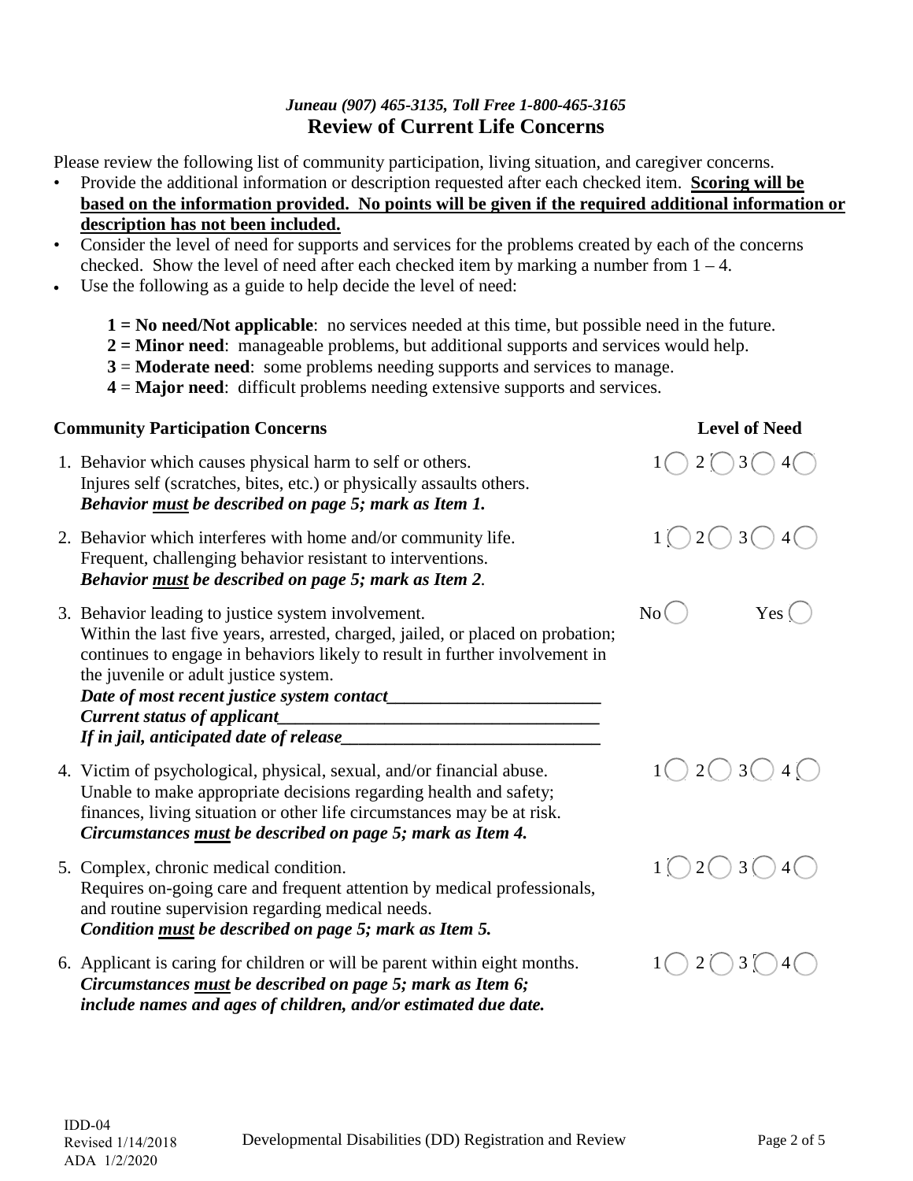*Juneau (907) 465-3135, Toll Free 1-800-465-3165*

## Review of Current Life Concerns

Please review the following list of community participation, living situation, and caregiver concerns.

- Provide the additional information or description requested after each checked item. **<u>Scoring will be based on the information provided. No points will be given if the required additional information or description has not been included.</u>**
- Consider the level of need for supports and services for the problems created by each of the concerns checked. Show the level of need after each checked item by marking a number from 1 – 4.
- Use the following as a guide to help decide the level of need:

  **1 = No need/Not applicable**: no services needed at this time, but possible need in the future.
  **2 = Minor need**: manageable problems, but additional supports and services would help.
  **3** = **Moderate need**: some problems needing supports and services to manage.
  **4** = **Major need**: difficult problems needing extensive supports and services.

| **Community Participation Concerns** | **Level of Need** |
|---|---|
| 1. Behavior which causes physical harm to self or others. Injures self (scratches, bites, etc.) or physically assaults others. ***Behavior <u>must</u> be described on page 5; mark as Item 1.*** | 1 ◯ 2 ◯ 3 ◯ 4 ◯ |
| 2. Behavior which interferes with home and/or community life. Frequent, challenging behavior resistant to interventions. ***Behavior <u>must</u> be described on page 5; mark as Item 2.*** | 1 ◯ 2 ◯ 3 ◯ 4 ◯ |
| 3. Behavior leading to justice system involvement. Within the last five years, arrested, charged, jailed, or placed on probation; continues to engage in behaviors likely to result in further involvement in the juvenile or adult justice system. ***Date of most recent justice system contact________________________*** ***Current status of applicant___________________________________*** ***If in jail, anticipated date of release_____________________________*** | No ◯ Yes ◯ |
| 4. Victim of psychological, physical, sexual, and/or financial abuse. Unable to make appropriate decisions regarding health and safety; finances, living situation or other life circumstances may be at risk. ***Circumstances <u>must</u> be described on page 5; mark as Item 4.*** | 1 ◯ 2 ◯ 3 ◯ 4 ◯ |
| 5. Complex, chronic medical condition. Requires on-going care and frequent attention by medical professionals, and routine supervision regarding medical needs. ***Condition <u>must</u> be described on page 5; mark as Item 5.*** | 1 ◯ 2 ◯ 3 ◯ 4 ◯ |
| 6. Applicant is caring for children or will be parent within eight months. ***Circumstances <u>must</u> be described on page 5; mark as Item 6; include names and ages of children, and/or estimated due date.*** | 1 ◯ 2 ◯ 3 ◯ 4 ◯ |

IDD-04
Revised 1/14/2018
ADA 1/2/2020

Developmental Disabilities (DD) Registration and Review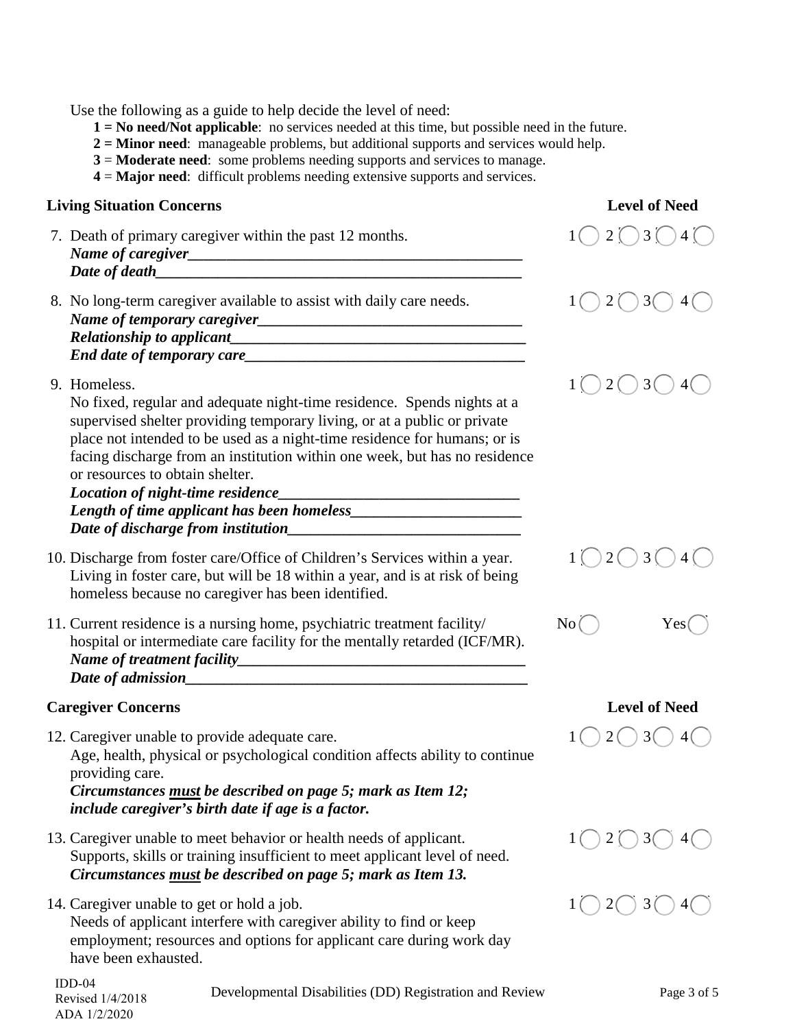Use the following as a guide to help decide the level of need:

- **1 = No need/Not applicable**: no services needed at this time, but possible need in the future.
- **2 = Minor need**: manageable problems, but additional supports and services would help.
- **3** = **Moderate need**: some problems needing supports and services to manage.
- **4** = **Major need**: difficult problems needing extensive supports and services.

### Living Situation Concerns

**Level of Need**

7. Death of primary caregiver within the past 12 months. — 1 ◯ 2 ◯ 3 ◯ 4 ◯
   ***Name of caregiver***_____________________________________________
   ***Date of death***________________________________________________

8. No long-term caregiver available to assist with daily care needs. — 1 ◯ 2 ◯ 3 ◯ 4 ◯
   ***Name of temporary caregiver***____________________________________
   ***Relationship to applicant***_______________________________________
   ***End date of temporary care***_____________________________________

9. Homeless. — 1 ◯ 2 ◯ 3 ◯ 4 ◯
   No fixed, regular and adequate night-time residence. Spends nights at a supervised shelter providing temporary living, or at a public or private place not intended to be used as a night-time residence for humans; or is facing discharge from an institution within one week, but has no residence or resources to obtain shelter.
   ***Location of night-time residence***_________________________________
   ***Length of time applicant has been homeless***_______________________
   ***Date of discharge from institution***_______________________________

10. Discharge from foster care/Office of Children's Services within a year. — 1 ◯ 2 ◯ 3 ◯ 4 ◯
    Living in foster care, but will be 18 within a year, and is at risk of being homeless because no caregiver has been identified.

11. Current residence is a nursing home, psychiatric treatment facility/ hospital or intermediate care facility for the mentally retarded (ICF/MR). — No ◯ Yes ◯
    ***Name of treatment facility***_____________________________________
    ***Date of admission***___________________________________________

### Caregiver Concerns

**Level of Need**

12. Caregiver unable to provide adequate care. — 1 ◯ 2 ◯ 3 ◯ 4 ◯
    Age, health, physical or psychological condition affects ability to continue providing care.
    ***Circumstances <u>must</u> be described on page 5; mark as Item 12; include caregiver's birth date if age is a factor.***

13. Caregiver unable to meet behavior or health needs of applicant. — 1 ◯ 2 ◯ 3 ◯ 4 ◯
    Supports, skills or training insufficient to meet applicant level of need.
    ***Circumstances <u>must</u> be described on page 5; mark as Item 13.***

14. Caregiver unable to get or hold a job. — 1 ◯ 2 ◯ 3 ◯ 4 ◯
    Needs of applicant interfere with caregiver ability to find or keep employment; resources and options for applicant care during work day have been exhausted.

IDD-04
Revised 1/4/2018
ADA 1/2/2020

Developmental Disabilities (DD) Registration and Review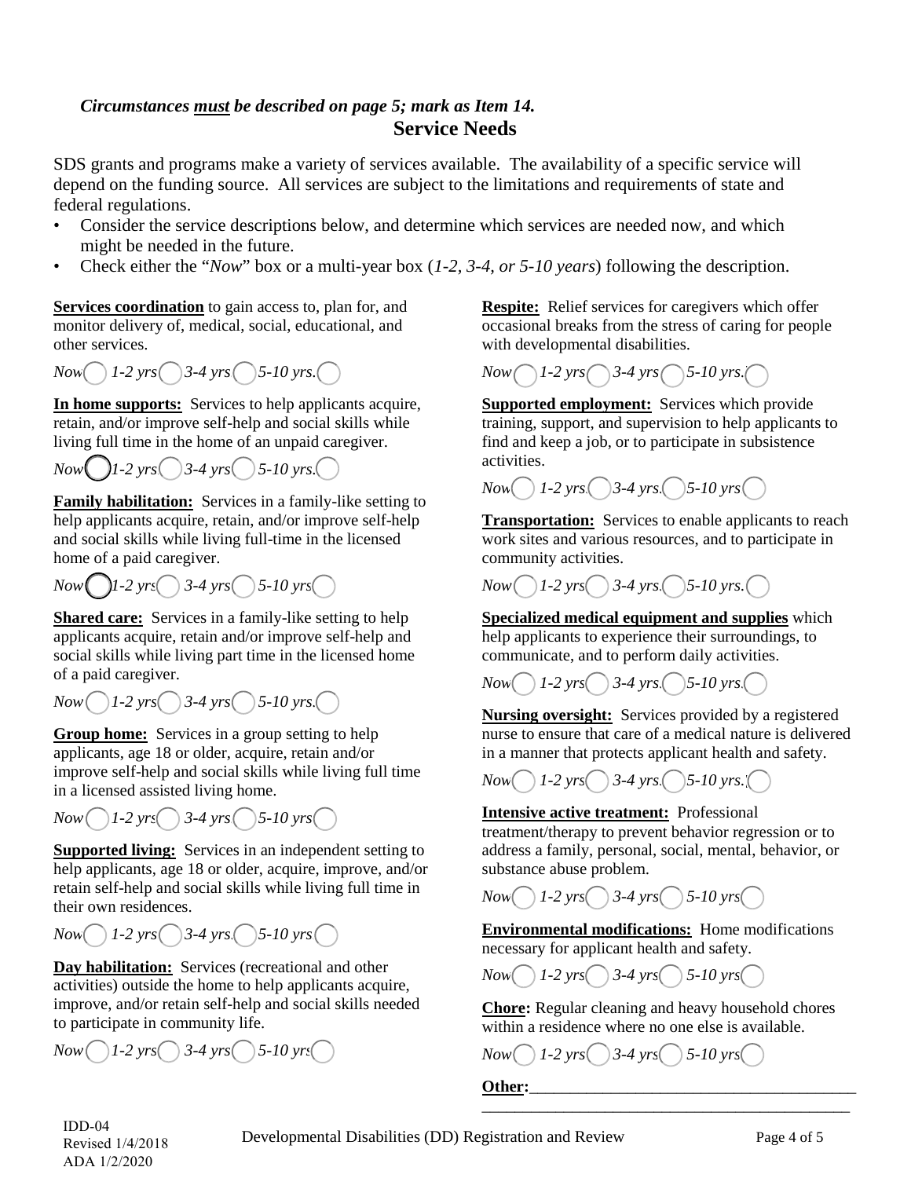*Circumstances **must** be described on page 5; mark as Item 14.*

## Service Needs

SDS grants and programs make a variety of services available. The availability of a specific service will depend on the funding source. All services are subject to the limitations and requirements of state and federal regulations.

- Consider the service descriptions below, and determine which services are needed now, and which might be needed in the future.
- Check either the "*Now*" box or a multi-year box (*1-2, 3-4, or 5-10 years*) following the description.

**Services coordination** to gain access to, plan for, and monitor delivery of, medical, social, educational, and other services.

*Now* ◯ *1-2 yrs* ◯ *3-4 yrs* ◯ *5-10 yrs.* ◯

**In home supports:** Services to help applicants acquire, retain, and/or improve self-help and social skills while living full time in the home of an unpaid caregiver.

*Now* ◯ *1-2 yrs* ◯ *3-4 yrs* ◯ *5-10 yrs.* ◯

**Family habilitation:** Services in a family-like setting to help applicants acquire, retain, and/or improve self-help and social skills while living full-time in the licensed home of a paid caregiver.

*Now* ◯ *1-2 yrs* ◯ *3-4 yrs* ◯ *5-10 yrs* ◯

**Shared care:** Services in a family-like setting to help applicants acquire, retain and/or improve self-help and social skills while living part time in the licensed home of a paid caregiver.

*Now* ◯ *1-2 yrs* ◯ *3-4 yrs* ◯ *5-10 yrs.* ◯

**Group home:** Services in a group setting to help applicants, age 18 or older, acquire, retain and/or improve self-help and social skills while living full time in a licensed assisted living home.

*Now* ◯ *1-2 yrs* ◯ *3-4 yrs* ◯ *5-10 yrs* ◯

**Supported living:** Services in an independent setting to help applicants, age 18 or older, acquire, improve, and/or retain self-help and social skills while living full time in their own residences.

*Now* ◯ *1-2 yrs* ◯ *3-4 yrs.* ◯ *5-10 yrs* ◯

**Day habilitation:** Services (recreational and other activities) outside the home to help applicants acquire, improve, and/or retain self-help and social skills needed to participate in community life.

*Now* ◯ *1-2 yrs* ◯ *3-4 yrs* ◯ *5-10 yrs* ◯

**Respite:** Relief services for caregivers which offer occasional breaks from the stress of caring for people with developmental disabilities.

*Now* ◯ *1-2 yrs* ◯ *3-4 yrs* ◯ *5-10 yrs.* ◯

**Supported employment:** Services which provide training, support, and supervision to help applicants to find and keep a job, or to participate in subsistence activities.

*Now* ◯ *1-2 yrs.* ◯ *3-4 yrs.* ◯ *5-10 yrs* ◯

**Transportation:** Services to enable applicants to reach work sites and various resources, and to participate in community activities.

*Now* ◯ *1-2 yrs* ◯ *3-4 yrs.* ◯ *5-10 yrs.* ◯

**Specialized medical equipment and supplies** which help applicants to experience their surroundings, to communicate, and to perform daily activities.

*Now* ◯ *1-2 yrs* ◯ *3-4 yrs.* ◯ *5-10 yrs.* ◯

**Nursing oversight:** Services provided by a registered nurse to ensure that care of a medical nature is delivered in a manner that protects applicant health and safety.

*Now* ◯ *1-2 yrs* ◯ *3-4 yrs.* ◯ *5-10 yrs.* ◯

**Intensive active treatment:** Professional treatment/therapy to prevent behavior regression or to address a family, personal, social, mental, behavior, or substance abuse problem.

*Now* ◯ *1-2 yrs* ◯ *3-4 yrs* ◯ *5-10 yrs* ◯

**Environmental modifications:** Home modifications necessary for applicant health and safety.

*Now* ◯ *1-2 yrs* ◯ *3-4 yrs* ◯ *5-10 yrs* ◯

**Chore:** Regular cleaning and heavy household chores within a residence where no one else is available.

*Now* ◯ *1-2 yrs* ◯ *3-4 yrs* ◯ *5-10 yrs* ◯

**Other:**_______________________________________

_____________________________________________

IDD-04
Revised 1/4/2018
ADA 1/2/2020

Developmental Disabilities (DD) Registration and Review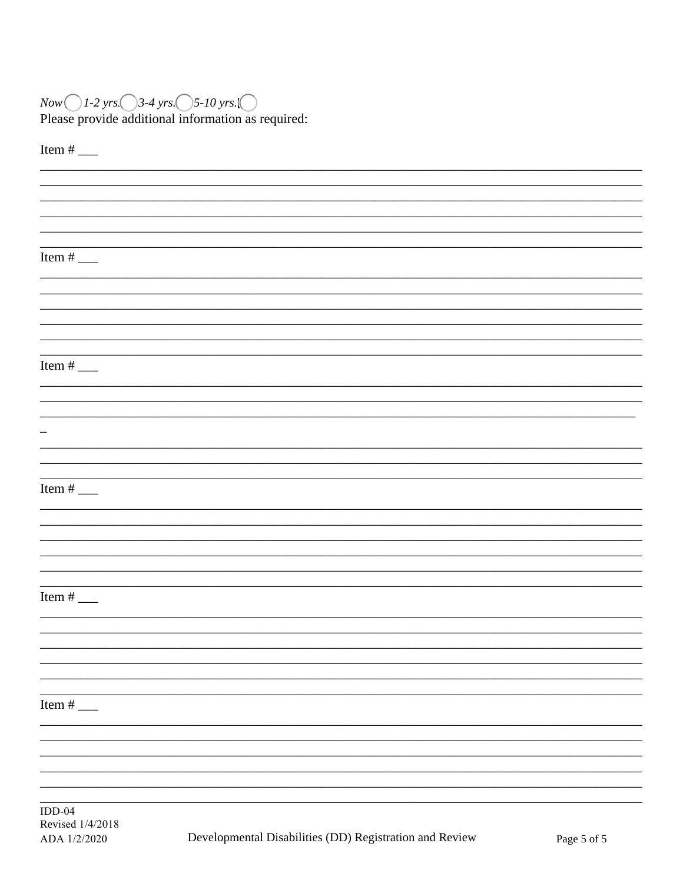*Now* ◯ *1-2 yrs.* ◯ *3-4 yrs.* ◯ *5-10 yrs.* ◯

Please provide additional information as required:

Item # ___

_______________________________________________________________________________

_______________________________________________________________________________

_______________________________________________________________________________

_______________________________________________________________________________

_______________________________________________________________________________

_______________________________________________________________________________

Item # ___

_______________________________________________________________________________

_______________________________________________________________________________

_______________________________________________________________________________

_______________________________________________________________________________

_______________________________________________________________________________

_______________________________________________________________________________

Item # ___

_______________________________________________________________________________

_______________________________________________________________________________

_______________________________________________________________________________

_______________________________________________________________________________

_______________________________________________________________________________

_______________________________________________________________________________

Item # ___

_______________________________________________________________________________

_______________________________________________________________________________

_______________________________________________________________________________

_______________________________________________________________________________

_______________________________________________________________________________

_______________________________________________________________________________

Item # ___

_______________________________________________________________________________

_______________________________________________________________________________

_______________________________________________________________________________

_______________________________________________________________________________

_______________________________________________________________________________

_______________________________________________________________________________

Item # ___

_______________________________________________________________________________

_______________________________________________________________________________

_______________________________________________________________________________

_______________________________________________________________________________

_______________________________________________________________________________

_______________________________________________________________________________

IDD-04
Revised 1/4/2018
ADA 1/2/2020